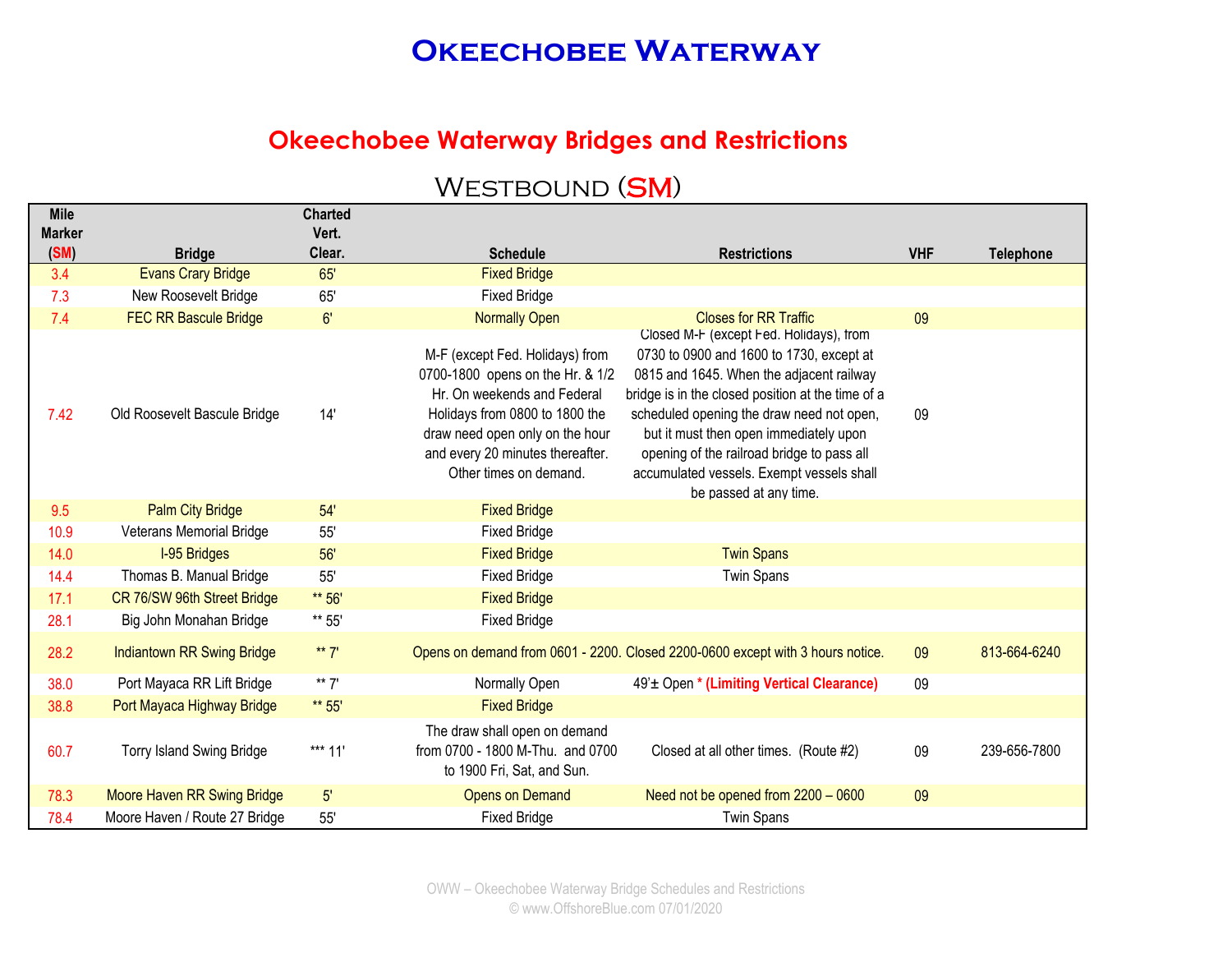# Okeechobee Waterway

## Okeechobee Waterway Bridges and Restrictions

### Westbound (SM)

| Mile Marker (SM) | Bridge | Charted Vert. Clear. | Schedule | Restrictions | VHF | Telephone |
|---|---|---|---|---|---|---|
| 3.4 | Evans Crary Bridge | 65' | Fixed Bridge | | | |
| 7.3 | New Roosevelt Bridge | 65' | Fixed Bridge | | | |
| 7.4 | FEC RR Bascule Bridge | 6' | Normally Open | Closes for RR Traffic | 09 | |
| 7.42 | Old Roosevelt Bascule Bridge | 14' | M-F (except Fed. Holidays) from 0700-1800 opens on the Hr. & 1/2 Hr. On weekends and Federal Holidays from 0800 to 1800 the draw need open only on the hour and every 20 minutes thereafter. Other times on demand. | Closed M-F (except Fed. Holidays), from 0730 to 0900 and 1600 to 1730, except at 0815 and 1645. When the adjacent railway bridge is in the closed position at the time of a scheduled opening the draw need not open, but it must then open immediately upon opening of the railroad bridge to pass all accumulated vessels. Exempt vessels shall be passed at any time. | 09 | |
| 9.5 | Palm City Bridge | 54' | Fixed Bridge | | | |
| 10.9 | Veterans Memorial Bridge | 55' | Fixed Bridge | | | |
| 14.0 | I-95 Bridges | 56' | Fixed Bridge | Twin Spans | | |
| 14.4 | Thomas B. Manual Bridge | 55' | Fixed Bridge | Twin Spans | | |
| 17.1 | CR 76/SW 96th Street Bridge | ** 56' | Fixed Bridge | | | |
| 28.1 | Big John Monahan Bridge | ** 55' | Fixed Bridge | | | |
| 28.2 | Indiantown RR Swing Bridge | ** 7' | Opens on demand from 0601 - 2200. | Closed 2200-0600 except with 3 hours notice. | 09 | 813-664-6240 |
| 38.0 | Port Mayaca RR Lift Bridge | ** 7' | Normally Open | 49'± Open * **(Limiting Vertical Clearance)** | 09 | |
| 38.8 | Port Mayaca Highway Bridge | ** 55' | Fixed Bridge | | | |
| 60.7 | Torry Island Swing Bridge | *** 11' | The draw shall open on demand from 0700 - 1800 M-Thu. and 0700 to 1900 Fri, Sat, and Sun. | Closed at all other times. (Route #2) | 09 | 239-656-7800 |
| 78.3 | Moore Haven RR Swing Bridge | 5' | Opens on Demand | Need not be opened from 2200 – 0600 | 09 | |
| 78.4 | Moore Haven / Route 27 Bridge | 55' | Fixed Bridge | Twin Spans | | |

OWW – Okeechobee Waterway Bridge Schedules and Restrictions
© www.OffshoreBlue.com 07/01/2020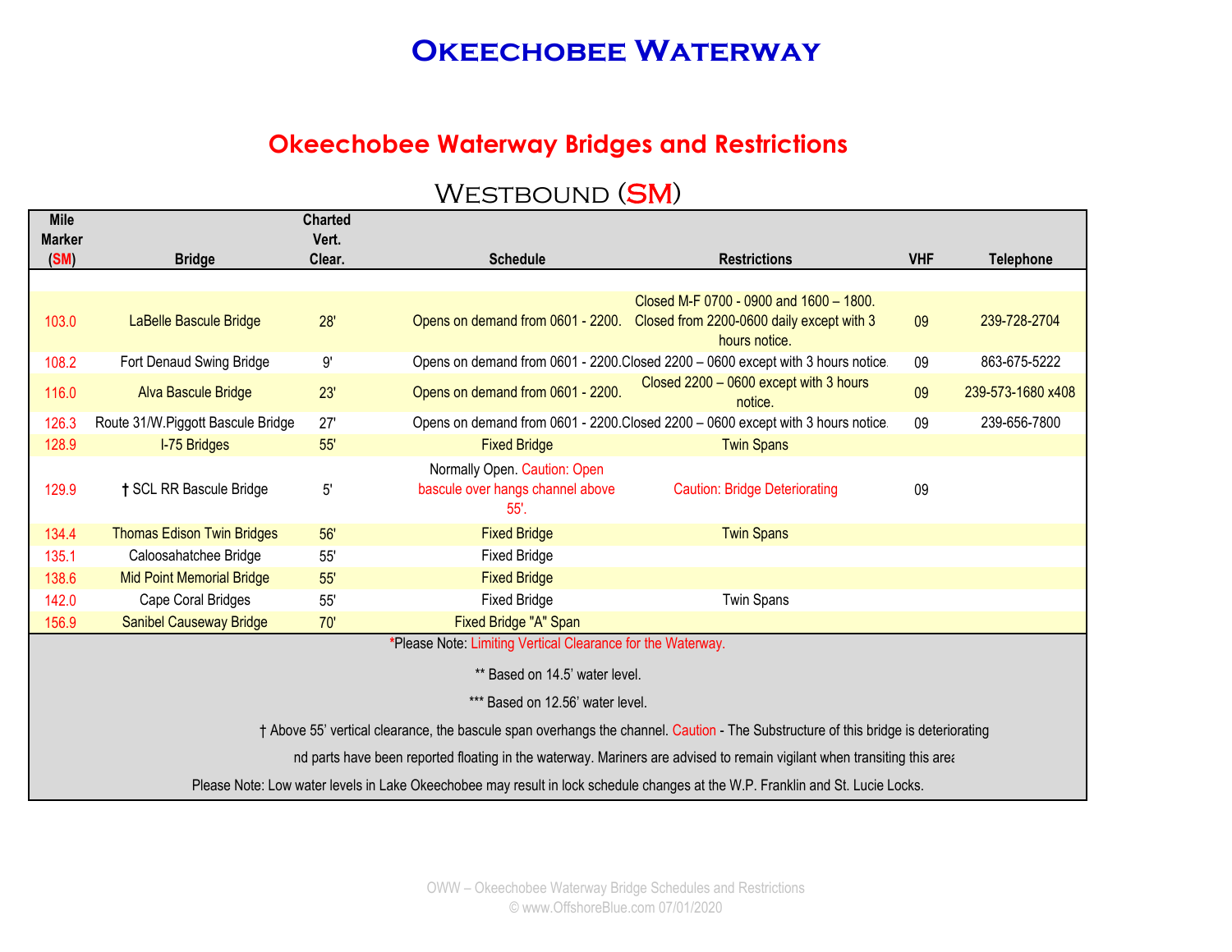# Okeechobee Waterway

## Okeechobee Waterway Bridges and Restrictions

### Westbound (SM)

| Mile Marker (SM) | Bridge | Charted Vert. Clear. | Schedule | Restrictions | VHF | Telephone |
|---|---|---|---|---|---|---|
| 103.0 | LaBelle Bascule Bridge | 28' | Opens on demand from 0601 - 2200. | Closed M-F 0700 - 0900 and 1600 – 1800. Closed from 2200-0600 daily except with 3 hours notice. | 09 | 239-728-2704 |
| 108.2 | Fort Denaud Swing Bridge | 9' | Opens on demand from 0601 - 2200. | Closed 2200 – 0600 except with 3 hours notice. | 09 | 863-675-5222 |
| 116.0 | Alva Bascule Bridge | 23' | Opens on demand from 0601 - 2200. | Closed 2200 – 0600 except with 3 hours notice. | 09 | 239-573-1680 x408 |
| 126.3 | Route 31/W.Piggott Bascule Bridge | 27' | Opens on demand from 0601 - 2200. | Closed 2200 – 0600 except with 3 hours notice. | 09 | 239-656-7800 |
| 128.9 | I-75 Bridges | 55' | Fixed Bridge | Twin Spans | | |
| 129.9 | † SCL RR Bascule Bridge | 5' | Normally Open. Caution: Open bascule over hangs channel above 55'. | Caution: Bridge Deteriorating | 09 | |
| 134.4 | Thomas Edison Twin Bridges | 56' | Fixed Bridge | Twin Spans | | |
| 135.1 | Caloosahatchee Bridge | 55' | Fixed Bridge | | | |
| 138.6 | Mid Point Memorial Bridge | 55' | Fixed Bridge | | | |
| 142.0 | Cape Coral Bridges | 55' | Fixed Bridge | Twin Spans | | |
| 156.9 | Sanibel Causeway Bridge | 70' | Fixed Bridge "A" Span | | | |

*Please Note: Limiting Vertical Clearance for the Waterway.

** Based on 14.5' water level.

*** Based on 12.56' water level.

† Above 55' vertical clearance, the bascule span overhangs the channel. Caution - The Substructure of this bridge is deteriorating nd parts have been reported floating in the waterway. Mariners are advised to remain vigilant when transiting this area

Please Note: Low water levels in Lake Okeechobee may result in lock schedule changes at the W.P. Franklin and St. Lucie Locks.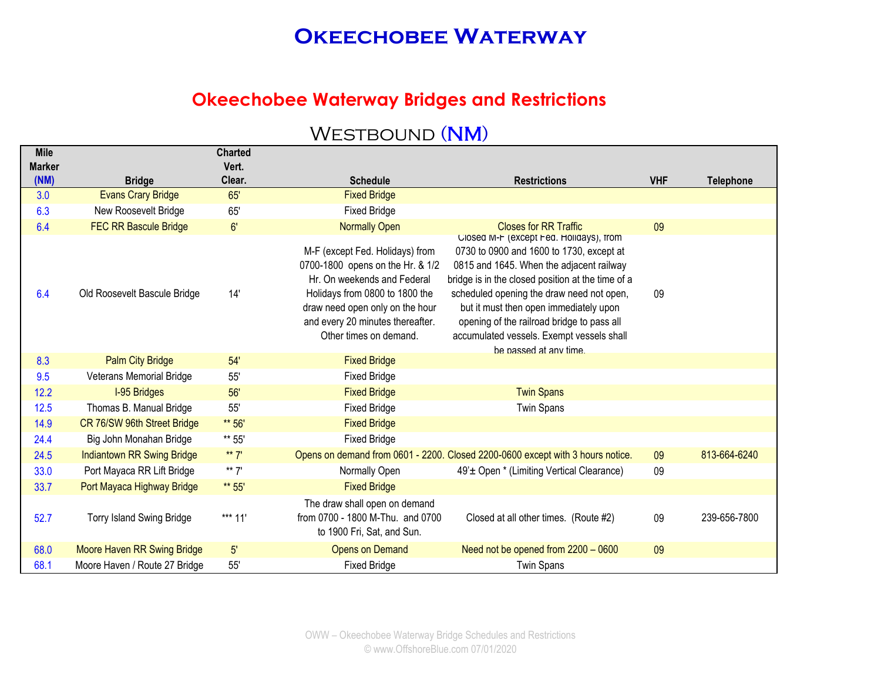# Okeechobee Waterway

## Okeechobee Waterway Bridges and Restrictions

### Westbound (NM)

| Mile Marker (NM) | Bridge | Charted Vert. Clear. | Schedule | Restrictions | VHF | Telephone |
|---|---|---|---|---|---|---|
| 3.0 | Evans Crary Bridge | 65' | Fixed Bridge | | | |
| 6.3 | New Roosevelt Bridge | 65' | Fixed Bridge | | | |
| 6.4 | FEC RR Bascule Bridge | 6' | Normally Open | Closes for RR Traffic | 09 | |
| 6.4 | Old Roosevelt Bascule Bridge | 14' | M-F (except Fed. Holidays) from 0700-1800 opens on the Hr. & 1/2 Hr. On weekends and Federal Holidays from 0800 to 1800 the draw need open only on the hour and every 20 minutes thereafter. Other times on demand. | Closed M-F (except Fed. Holidays), from 0730 to 0900 and 1600 to 1730, except at 0815 and 1645. When the adjacent railway bridge is in the closed position at the time of a scheduled opening the draw need not open, but it must then open immediately upon opening of the railroad bridge to pass all accumulated vessels. Exempt vessels shall be passed at any time. | 09 | |
| 8.3 | Palm City Bridge | 54' | Fixed Bridge | | | |
| 9.5 | Veterans Memorial Bridge | 55' | Fixed Bridge | | | |
| 12.2 | I-95 Bridges | 56' | Fixed Bridge | Twin Spans | | |
| 12.5 | Thomas B. Manual Bridge | 55' | Fixed Bridge | Twin Spans | | |
| 14.9 | CR 76/SW 96th Street Bridge | ** 56' | Fixed Bridge | | | |
| 24.4 | Big John Monahan Bridge | ** 55' | Fixed Bridge | | | |
| 24.5 | Indiantown RR Swing Bridge | ** 7' | Opens on demand from 0601 - 2200. | Closed 2200-0600 except with 3 hours notice. | 09 | 813-664-6240 |
| 33.0 | Port Mayaca RR Lift Bridge | ** 7' | Normally Open | 49'± Open * (Limiting Vertical Clearance) | 09 | |
| 33.7 | Port Mayaca Highway Bridge | ** 55' | Fixed Bridge | | | |
| 52.7 | Torry Island Swing Bridge | *** 11' | The draw shall open on demand from 0700 - 1800 M-Thu. and 0700 to 1900 Fri, Sat, and Sun. | Closed at all other times. (Route #2) | 09 | 239-656-7800 |
| 68.0 | Moore Haven RR Swing Bridge | 5' | Opens on Demand | Need not be opened from 2200 – 0600 | 09 | |
| 68.1 | Moore Haven / Route 27 Bridge | 55' | Fixed Bridge | Twin Spans | | |

OWW – Okeechobee Waterway Bridge Schedules and Restrictions
© www.OffshoreBlue.com 07/01/2020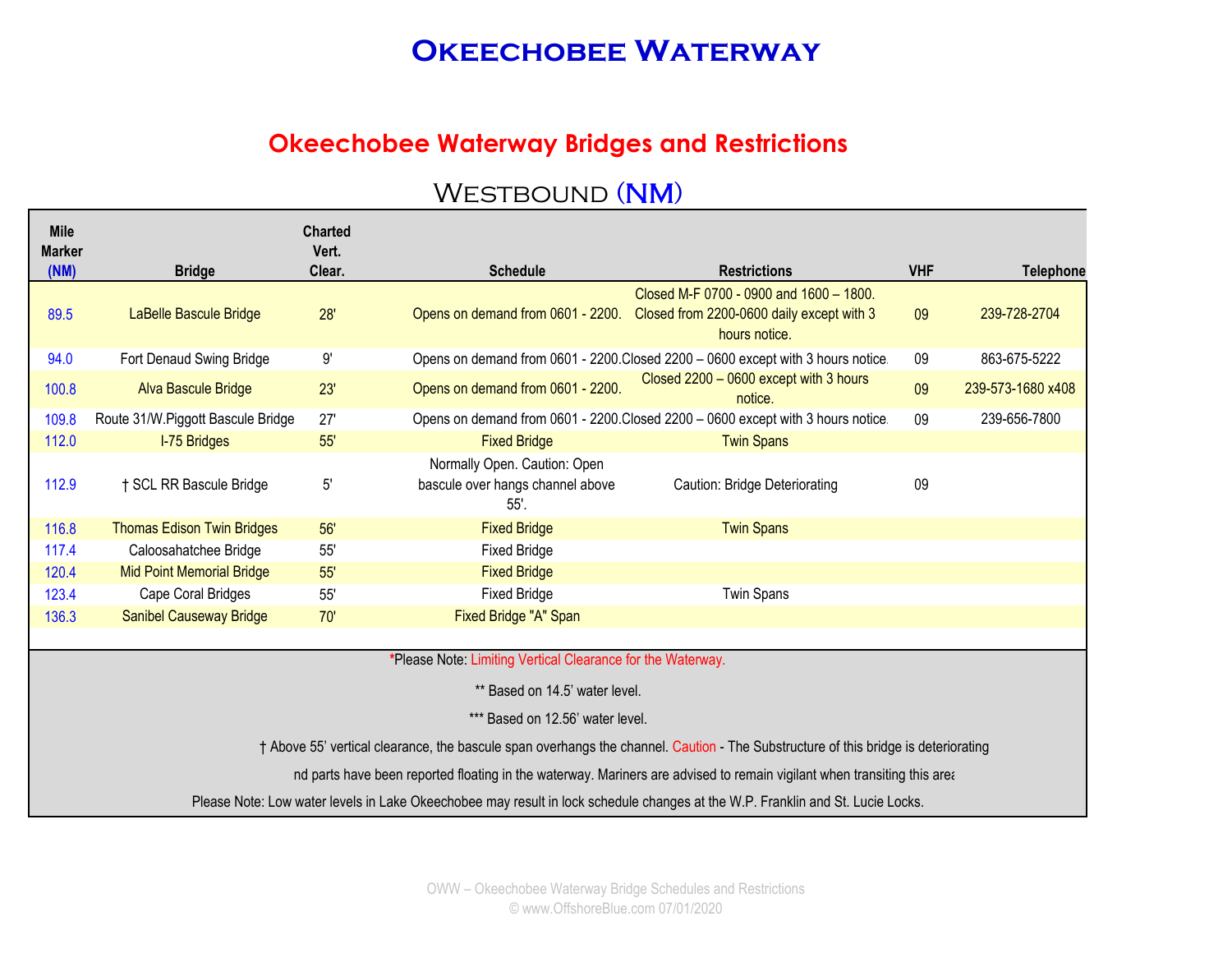# Okeechobee Waterway

## Okeechobee Waterway Bridges and Restrictions

### Westbound (NM)

| Mile Marker (NM) | Bridge | Charted Vert. Clear. | Schedule | Restrictions | VHF | Telephone |
|---|---|---|---|---|---|---|
| 89.5 | LaBelle Bascule Bridge | 28' | Opens on demand from 0601 - 2200. | Closed M-F 0700 - 0900 and 1600 – 1800. Closed from 2200-0600 daily except with 3 hours notice. | 09 | 239-728-2704 |
| 94.0 | Fort Denaud Swing Bridge | 9' | Opens on demand from 0601 - 2200. | Closed 2200 – 0600 except with 3 hours notice. | 09 | 863-675-5222 |
| 100.8 | Alva Bascule Bridge | 23' | Opens on demand from 0601 - 2200. | Closed 2200 – 0600 except with 3 hours notice. | 09 | 239-573-1680 x408 |
| 109.8 | Route 31/W.Piggott Bascule Bridge | 27' | Opens on demand from 0601 - 2200. | Closed 2200 – 0600 except with 3 hours notice. | 09 | 239-656-7800 |
| 112.0 | I-75 Bridges | 55' | Fixed Bridge | Twin Spans | | |
| 112.9 | † SCL RR Bascule Bridge | 5' | Normally Open. Caution: Open bascule over hangs channel above 55'. | Caution: Bridge Deteriorating | 09 | |
| 116.8 | Thomas Edison Twin Bridges | 56' | Fixed Bridge | Twin Spans | | |
| 117.4 | Caloosahatchee Bridge | 55' | Fixed Bridge | | | |
| 120.4 | Mid Point Memorial Bridge | 55' | Fixed Bridge | | | |
| 123.4 | Cape Coral Bridges | 55' | Fixed Bridge | Twin Spans | | |
| 136.3 | Sanibel Causeway Bridge | 70' | Fixed Bridge "A" Span | | | |

*Please Note: Limiting Vertical Clearance for the Waterway.

** Based on 14.5' water level.

*** Based on 12.56' water level.

† Above 55' vertical clearance, the bascule span overhangs the channel. Caution - The Substructure of this bridge is deteriorating nd parts have been reported floating in the waterway. Mariners are advised to remain vigilant when transiting this area

Please Note: Low water levels in Lake Okeechobee may result in lock schedule changes at the W.P. Franklin and St. Lucie Locks.

OWW – Okeechobee Waterway Bridge Schedules and Restrictions
© www.OffshoreBlue.com 07/01/2020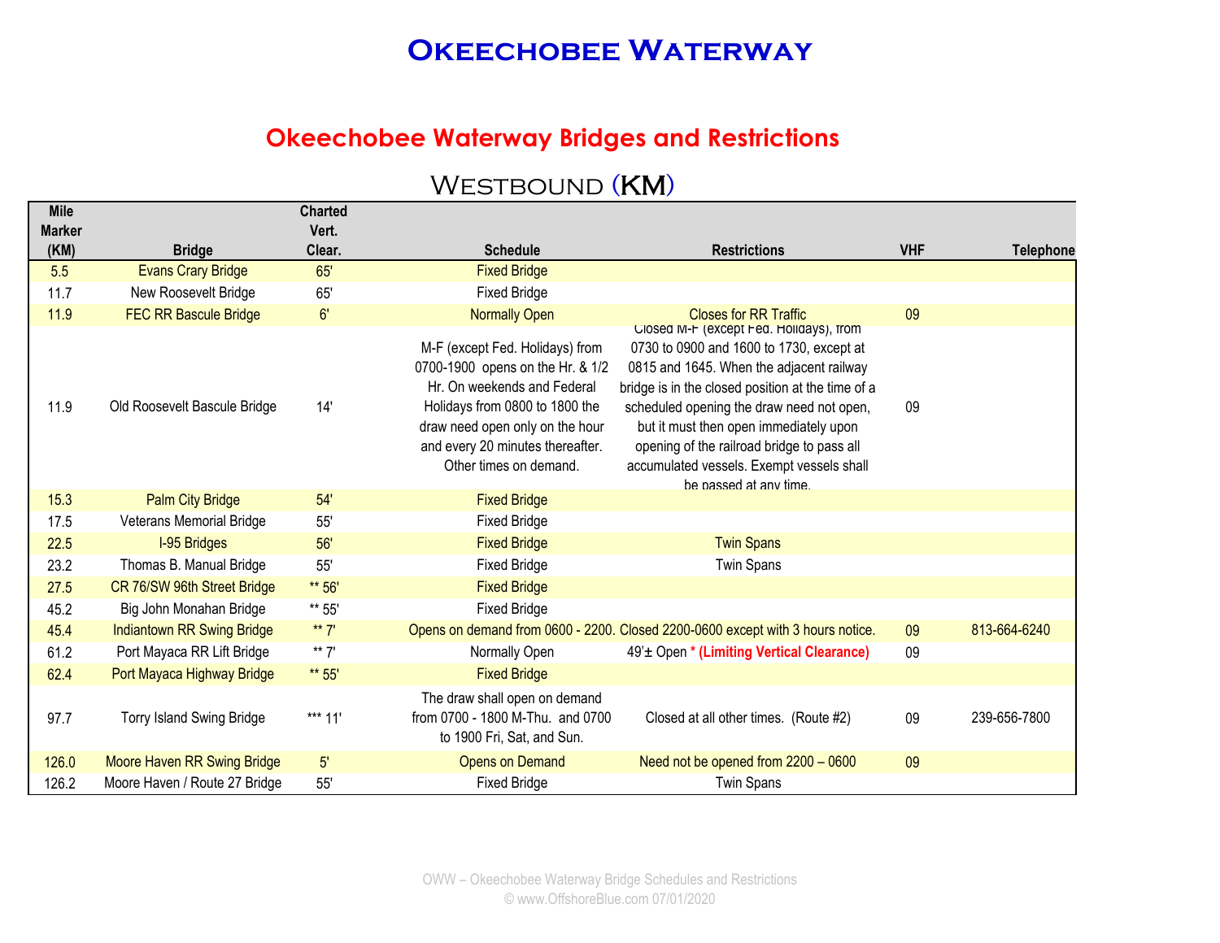# Okeechobee Waterway

## Okeechobee Waterway Bridges and Restrictions

### Westbound (KM)

| Mile Marker (KM) | Bridge | Charted Vert. Clear. | Schedule | Restrictions | VHF | Telephone |
|---|---|---|---|---|---|---|
| 5.5 | Evans Crary Bridge | 65' | Fixed Bridge | | | |
| 11.7 | New Roosevelt Bridge | 65' | Fixed Bridge | | | |
| 11.9 | FEC RR Bascule Bridge | 6' | Normally Open | Closes for RR Traffic | 09 | |
| 11.9 | Old Roosevelt Bascule Bridge | 14' | M-F (except Fed. Holidays) from 0700-1900 opens on the Hr. & 1/2 Hr. On weekends and Federal Holidays from 0800 to 1800 the draw need open only on the hour and every 20 minutes thereafter. Other times on demand. | Closed M-F (except Fed. Holidays), from 0730 to 0900 and 1600 to 1730, except at 0815 and 1645. When the adjacent railway bridge is in the closed position at the time of a scheduled opening the draw need not open, but it must then open immediately upon opening of the railroad bridge to pass all accumulated vessels. Exempt vessels shall be passed at any time. | 09 | |
| 15.3 | Palm City Bridge | 54' | Fixed Bridge | | | |
| 17.5 | Veterans Memorial Bridge | 55' | Fixed Bridge | | | |
| 22.5 | I-95 Bridges | 56' | Fixed Bridge | Twin Spans | | |
| 23.2 | Thomas B. Manual Bridge | 55' | Fixed Bridge | Twin Spans | | |
| 27.5 | CR 76/SW 96th Street Bridge | ** 56' | Fixed Bridge | | | |
| 45.2 | Big John Monahan Bridge | ** 55' | Fixed Bridge | | | |
| 45.4 | Indiantown RR Swing Bridge | ** 7' | Opens on demand from 0600 - 2200. Closed 2200-0600 except with 3 hours notice. | | 09 | 813-664-6240 |
| 61.2 | Port Mayaca RR Lift Bridge | ** 7' | Normally Open | 49'± Open * (Limiting Vertical Clearance) | 09 | |
| 62.4 | Port Mayaca Highway Bridge | ** 55' | Fixed Bridge | | | |
| 97.7 | Torry Island Swing Bridge | *** 11' | The draw shall open on demand from 0700 - 1800 M-Thu. and 0700 to 1900 Fri, Sat, and Sun. | Closed at all other times. (Route #2) | 09 | 239-656-7800 |
| 126.0 | Moore Haven RR Swing Bridge | 5' | Opens on Demand | Need not be opened from 2200 – 0600 | 09 | |
| 126.2 | Moore Haven / Route 27 Bridge | 55' | Fixed Bridge | Twin Spans | | |

OWW – Okeechobee Waterway Bridge Schedules and Restrictions
© www.OffshoreBlue.com 07/01/2020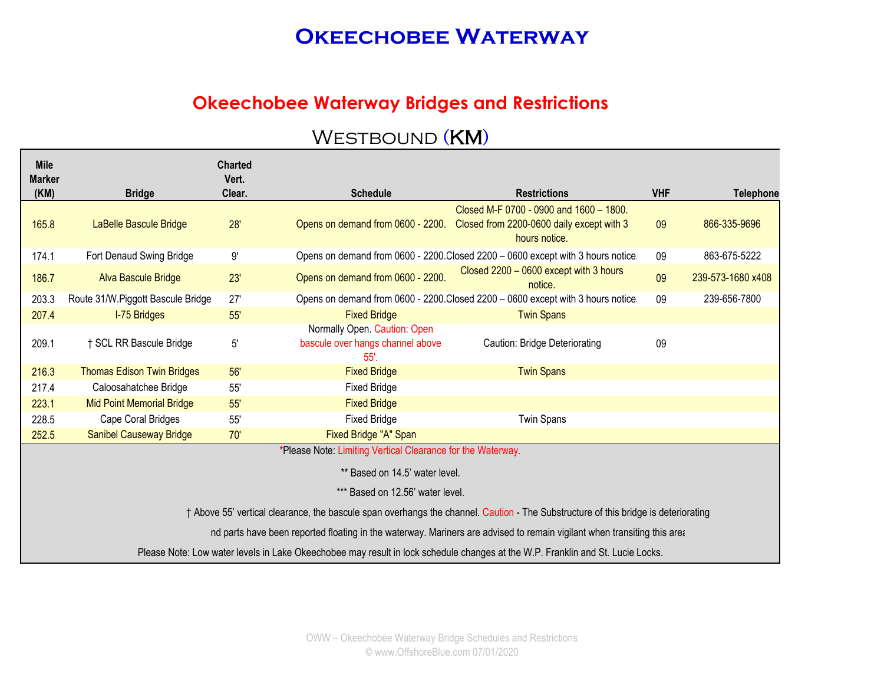# Okeechobee Waterway

## Okeechobee Waterway Bridges and Restrictions

### Westbound (KM)

| Mile Marker (KM) | Bridge | Charted Vert. Clear. | Schedule | Restrictions | VHF | Telephone |
|---|---|---|---|---|---|---|
| 165.8 | LaBelle Bascule Bridge | 28' | Opens on demand from 0600 - 2200. | Closed M-F 0700 - 0900 and 1600 – 1800. Closed from 2200-0600 daily except with 3 hours notice. | 09 | 866-335-9696 |
| 174.1 | Fort Denaud Swing Bridge | 9' | Opens on demand from 0600 - 2200. | Closed 2200 – 0600 except with 3 hours notice. | 09 | 863-675-5222 |
| 186.7 | Alva Bascule Bridge | 23' | Opens on demand from 0600 - 2200. | Closed 2200 – 0600 except with 3 hours notice. | 09 | 239-573-1680 x408 |
| 203.3 | Route 31/W.Piggott Bascule Bridge | 27' | Opens on demand from 0600 - 2200. | Closed 2200 – 0600 except with 3 hours notice. | 09 | 239-656-7800 |
| 207.4 | I-75 Bridges | 55' | Fixed Bridge | Twin Spans | | |
| 209.1 | † SCL RR Bascule Bridge | 5' | Normally Open. Caution: Open bascule over hangs channel above 55'. | Caution: Bridge Deteriorating | 09 | |
| 216.3 | Thomas Edison Twin Bridges | 56' | Fixed Bridge | Twin Spans | | |
| 217.4 | Caloosahatchee Bridge | 55' | Fixed Bridge | | | |
| 223.1 | Mid Point Memorial Bridge | 55' | Fixed Bridge | | | |
| 228.5 | Cape Coral Bridges | 55' | Fixed Bridge | Twin Spans | | |
| 252.5 | Sanibel Causeway Bridge | 70' | Fixed Bridge "A" Span | | | |

*Please Note: Limiting Vertical Clearance for the Waterway.

** Based on 14.5' water level.

*** Based on 12.56' water level.

† Above 55' vertical clearance, the bascule span overhangs the channel. Caution - The Substructure of this bridge is deteriorating nd parts have been reported floating in the waterway. Mariners are advised to remain vigilant when transiting this area

Please Note: Low water levels in Lake Okeechobee may result in lock schedule changes at the W.P. Franklin and St. Lucie Locks.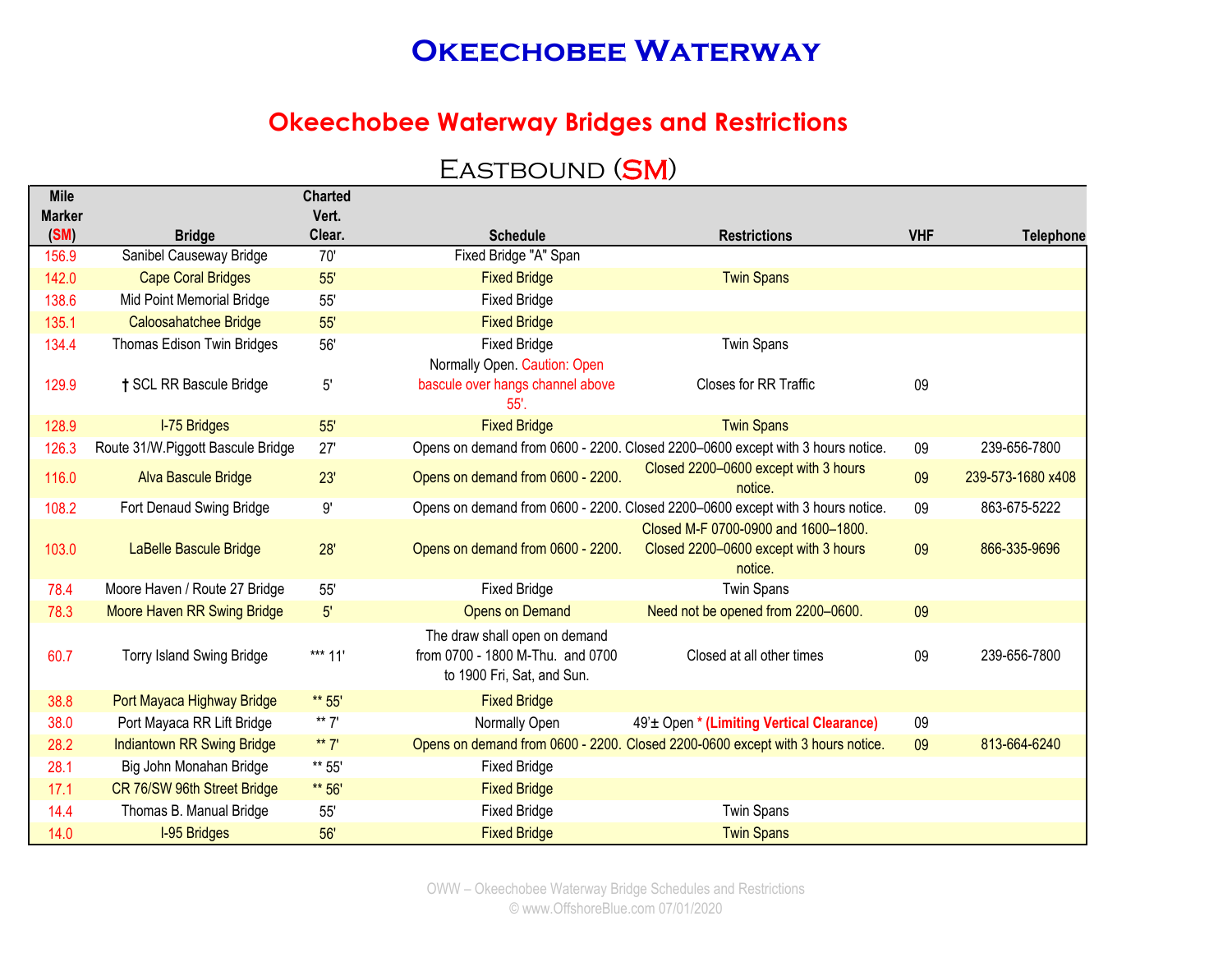# Okeechobee Waterway

## Okeechobee Waterway Bridges and Restrictions

### Eastbound (SM)

| Mile Marker (SM) | Bridge | Charted Vert. Clear. | Schedule | Restrictions | VHF | Telephone |
|---|---|---|---|---|---|---|
| 156.9 | Sanibel Causeway Bridge | 70' | Fixed Bridge "A" Span | | | |
| 142.0 | Cape Coral Bridges | 55' | Fixed Bridge | Twin Spans | | |
| 138.6 | Mid Point Memorial Bridge | 55' | Fixed Bridge | | | |
| 135.1 | Caloosahatchee Bridge | 55' | Fixed Bridge | | | |
| 134.4 | Thomas Edison Twin Bridges | 56' | Fixed Bridge | Twin Spans | | |
| 129.9 | † SCL RR Bascule Bridge | 5' | Normally Open. Caution: Open bascule over hangs channel above 55'. | Closes for RR Traffic | 09 | |
| 128.9 | I-75 Bridges | 55' | Fixed Bridge | Twin Spans | | |
| 126.3 | Route 31/W.Piggott Bascule Bridge | 27' | Opens on demand from 0600 - 2200. | Closed 2200–0600 except with 3 hours notice. | 09 | 239-656-7800 |
| 116.0 | Alva Bascule Bridge | 23' | Opens on demand from 0600 - 2200. | Closed 2200–0600 except with 3 hours notice. | 09 | 239-573-1680 x408 |
| 108.2 | Fort Denaud Swing Bridge | 9' | Opens on demand from 0600 - 2200. | Closed 2200–0600 except with 3 hours notice. | 09 | 863-675-5222 |
| 103.0 | LaBelle Bascule Bridge | 28' | Opens on demand from 0600 - 2200. | Closed M-F 0700-0900 and 1600–1800. Closed 2200–0600 except with 3 hours notice. | 09 | 866-335-9696 |
| 78.4 | Moore Haven / Route 27 Bridge | 55' | Fixed Bridge | Twin Spans | | |
| 78.3 | Moore Haven RR Swing Bridge | 5' | Opens on Demand | Need not be opened from 2200–0600. | 09 | |
| 60.7 | Torry Island Swing Bridge | *** 11' | The draw shall open on demand from 0700 - 1800 M-Thu. and 0700 to 1900 Fri, Sat, and Sun. | Closed at all other times | 09 | 239-656-7800 |
| 38.8 | Port Mayaca Highway Bridge | ** 55' | Fixed Bridge | | | |
| 38.0 | Port Mayaca RR Lift Bridge | ** 7' | Normally Open | 49'± Open * (Limiting Vertical Clearance) | 09 | |
| 28.2 | Indiantown RR Swing Bridge | ** 7' | Opens on demand from 0600 - 2200. | Closed 2200-0600 except with 3 hours notice. | 09 | 813-664-6240 |
| 28.1 | Big John Monahan Bridge | ** 55' | Fixed Bridge | | | |
| 17.1 | CR 76/SW 96th Street Bridge | ** 56' | Fixed Bridge | | | |
| 14.4 | Thomas B. Manual Bridge | 55' | Fixed Bridge | Twin Spans | | |
| 14.0 | I-95 Bridges | 56' | Fixed Bridge | Twin Spans | | |

OWW – Okeechobee Waterway Bridge Schedules and Restrictions
© www.OffshoreBlue.com 07/01/2020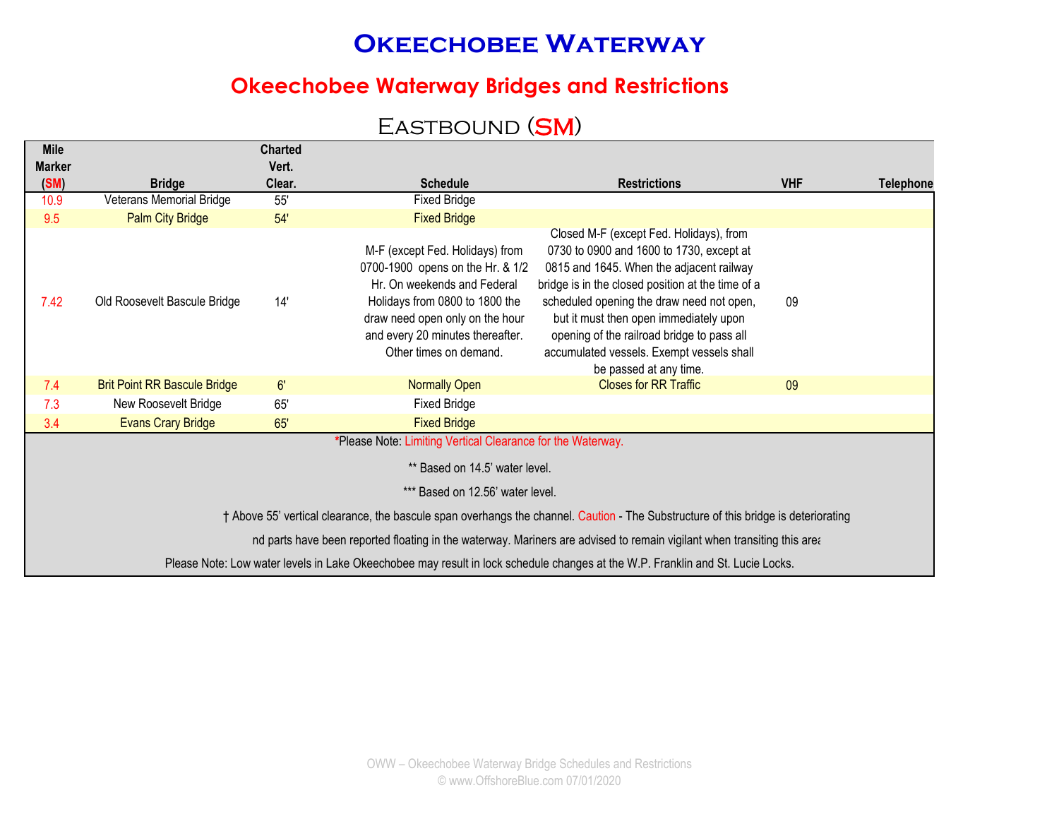# Okeechobee Waterway

## Okeechobee Waterway Bridges and Restrictions

### Eastbound (SM)

| Mile Marker (SM) | Bridge | Charted Vert. Clear. | Schedule | Restrictions | VHF | Telephone |
|---|---|---|---|---|---|---|
| 10.9 | Veterans Memorial Bridge | 55' | Fixed Bridge | | | |
| 9.5 | Palm City Bridge | 54' | Fixed Bridge | | | |
| 7.42 | Old Roosevelt Bascule Bridge | 14' | M-F (except Fed. Holidays) from 0700-1900 opens on the Hr. & 1/2 Hr. On weekends and Federal Holidays from 0800 to 1800 the draw need open only on the hour and every 20 minutes thereafter. Other times on demand. | Closed M-F (except Fed. Holidays), from 0730 to 0900 and 1600 to 1730, except at 0815 and 1645. When the adjacent railway bridge is in the closed position at the time of a scheduled opening the draw need not open, but it must then open immediately upon opening of the railroad bridge to pass all accumulated vessels. Exempt vessels shall be passed at any time. | 09 | |
| 7.4 | Brit Point RR Bascule Bridge | 6' | Normally Open | Closes for RR Traffic | 09 | |
| 7.3 | New Roosevelt Bridge | 65' | Fixed Bridge | | | |
| 3.4 | Evans Crary Bridge | 65' | Fixed Bridge | | | |

*Please Note: Limiting Vertical Clearance for the Waterway.

** Based on 14.5' water level.

*** Based on 12.56' water level.

† Above 55' vertical clearance, the bascule span overhangs the channel. Caution - The Substructure of this bridge is deteriorating nd parts have been reported floating in the waterway. Mariners are advised to remain vigilant when transiting this area

Please Note: Low water levels in Lake Okeechobee may result in lock schedule changes at the W.P. Franklin and St. Lucie Locks.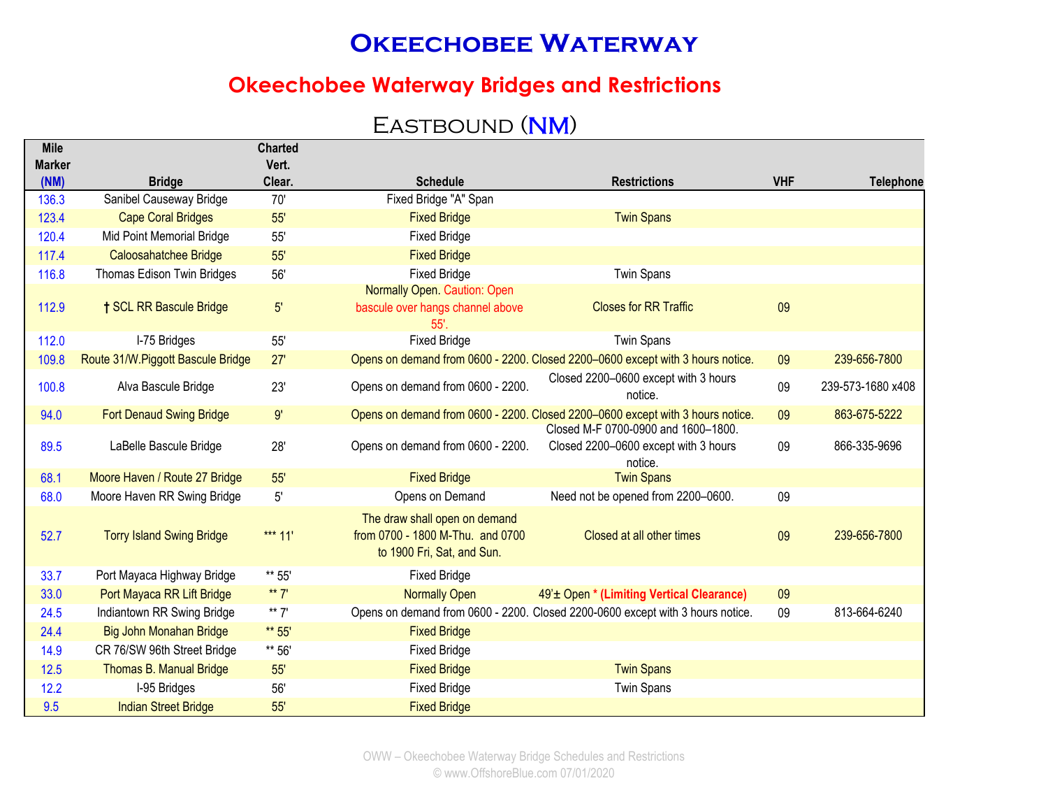# Okeechobee Waterway

## Okeechobee Waterway Bridges and Restrictions

### Eastbound (NM)

| Mile Marker (NM) | Bridge | Charted Vert. Clear. | Schedule | Restrictions | VHF | Telephone |
|---|---|---|---|---|---|---|
| 136.3 | Sanibel Causeway Bridge | 70' | Fixed Bridge "A" Span | | | |
| 123.4 | Cape Coral Bridges | 55' | Fixed Bridge | Twin Spans | | |
| 120.4 | Mid Point Memorial Bridge | 55' | Fixed Bridge | | | |
| 117.4 | Caloosahatchee Bridge | 55' | Fixed Bridge | | | |
| 116.8 | Thomas Edison Twin Bridges | 56' | Fixed Bridge | Twin Spans | | |
| 112.9 | † SCL RR Bascule Bridge | 5' | Normally Open. Caution: Open bascule over hangs channel above 55'. | Closes for RR Traffic | 09 | |
| 112.0 | I-75 Bridges | 55' | Fixed Bridge | Twin Spans | | |
| 109.8 | Route 31/W.Piggott Bascule Bridge | 27' | Opens on demand from 0600 - 2200. | Closed 2200–0600 except with 3 hours notice. | 09 | 239-656-7800 |
| 100.8 | Alva Bascule Bridge | 23' | Opens on demand from 0600 - 2200. | Closed 2200–0600 except with 3 hours notice. | 09 | 239-573-1680 x408 |
| 94.0 | Fort Denaud Swing Bridge | 9' | Opens on demand from 0600 - 2200. | Closed 2200–0600 except with 3 hours notice. | 09 | 863-675-5222 |
| 89.5 | LaBelle Bascule Bridge | 28' | Opens on demand from 0600 - 2200. | Closed M-F 0700-0900 and 1600–1800. Closed 2200–0600 except with 3 hours notice. | 09 | 866-335-9696 |
| 68.1 | Moore Haven / Route 27 Bridge | 55' | Fixed Bridge | Twin Spans | | |
| 68.0 | Moore Haven RR Swing Bridge | 5' | Opens on Demand | Need not be opened from 2200–0600. | 09 | |
| 52.7 | Torry Island Swing Bridge | *** 11' | The draw shall open on demand from 0700 - 1800 M-Thu. and 0700 to 1900 Fri, Sat, and Sun. | Closed at all other times | 09 | 239-656-7800 |
| 33.7 | Port Mayaca Highway Bridge | ** 55' | Fixed Bridge | | | |
| 33.0 | Port Mayaca RR Lift Bridge | ** 7' | Normally Open | 49'± Open * (Limiting Vertical Clearance) | 09 | |
| 24.5 | Indiantown RR Swing Bridge | ** 7' | Opens on demand from 0600 - 2200. | Closed 2200-0600 except with 3 hours notice. | 09 | 813-664-6240 |
| 24.4 | Big John Monahan Bridge | ** 55' | Fixed Bridge | | | |
| 14.9 | CR 76/SW 96th Street Bridge | ** 56' | Fixed Bridge | | | |
| 12.5 | Thomas B. Manual Bridge | 55' | Fixed Bridge | Twin Spans | | |
| 12.2 | I-95 Bridges | 56' | Fixed Bridge | Twin Spans | | |
| 9.5 | Indian Street Bridge | 55' | Fixed Bridge | | | |

OWW – Okeechobee Waterway Bridge Schedules and Restrictions
© www.OffshoreBlue.com 07/01/2020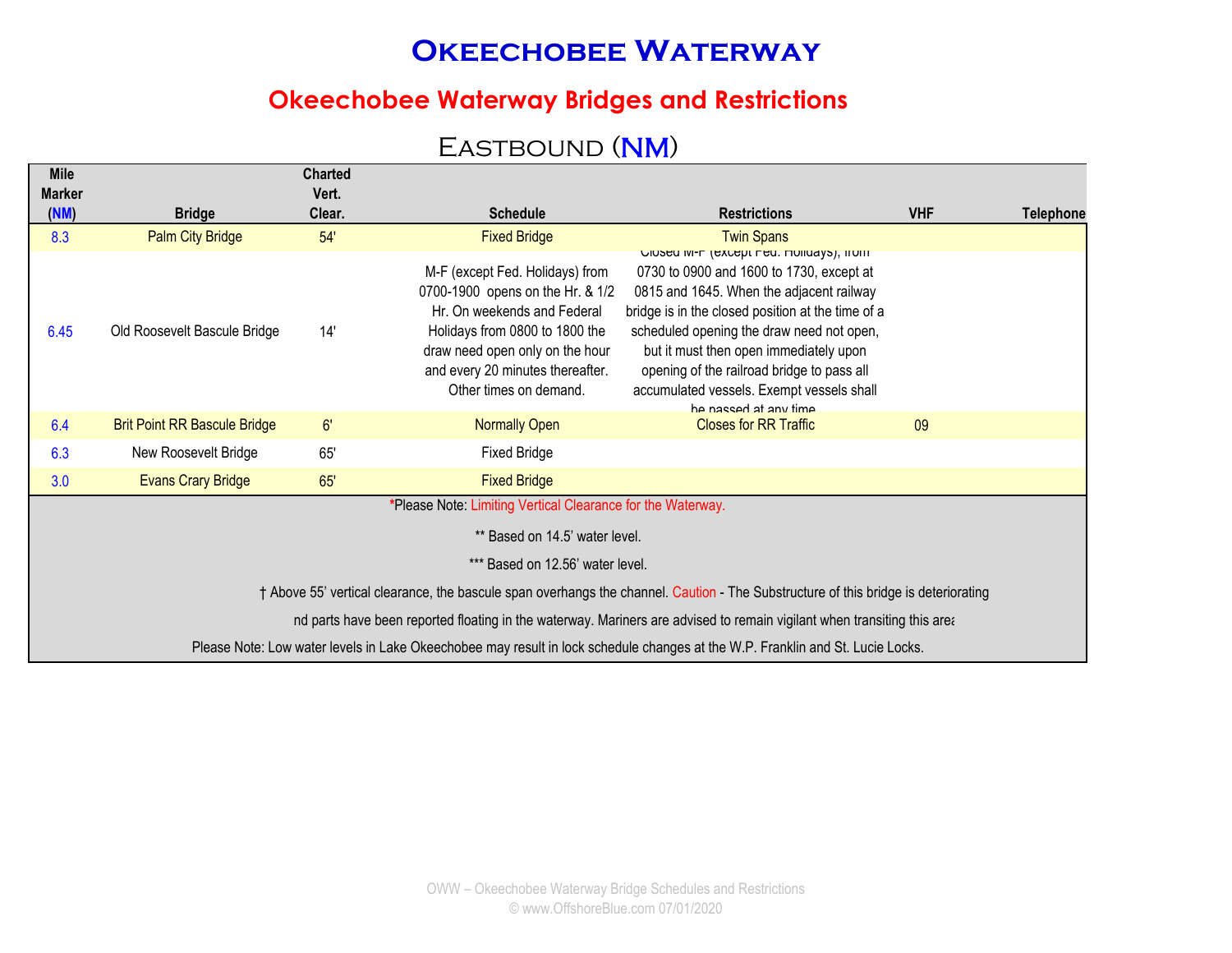# Okeechobee Waterway

## Okeechobee Waterway Bridges and Restrictions

### Eastbound (NM)

| Mile Marker (NM) | Bridge | Charted Vert. Clear. | Schedule | Restrictions | VHF | Telephone |
|---|---|---|---|---|---|---|
| 8.3 | Palm City Bridge | 54' | Fixed Bridge | Twin Spans | | |
| 6.45 | Old Roosevelt Bascule Bridge | 14' | M-F (except Fed. Holidays) from 0700-1900 opens on the Hr. & 1/2 Hr. On weekends and Federal Holidays from 0800 to 1800 the draw need open only on the hour and every 20 minutes thereafter. Other times on demand. | Closed M-F (except Fed. Holidays), from 0730 to 0900 and 1600 to 1730, except at 0815 and 1645. When the adjacent railway bridge is in the closed position at the time of a scheduled opening the draw need not open, but it must then open immediately upon opening of the railroad bridge to pass all accumulated vessels. Exempt vessels shall be passed at any time. | | |
| 6.4 | Brit Point RR Bascule Bridge | 6' | Normally Open | Closes for RR Traffic | 09 | |
| 6.3 | New Roosevelt Bridge | 65' | Fixed Bridge | | | |
| 3.0 | Evans Crary Bridge | 65' | Fixed Bridge | | | |

*Please Note: Limiting Vertical Clearance for the Waterway.

** Based on 14.5' water level.

*** Based on 12.56' water level.

† Above 55' vertical clearance, the bascule span overhangs the channel. Caution - The Substructure of this bridge is deteriorating nd parts have been reported floating in the waterway. Mariners are advised to remain vigilant when transiting this area

Please Note: Low water levels in Lake Okeechobee may result in lock schedule changes at the W.P. Franklin and St. Lucie Locks.

OWW – Okeechobee Waterway Bridge Schedules and Restrictions
© www.OffshoreBlue.com 07/01/2020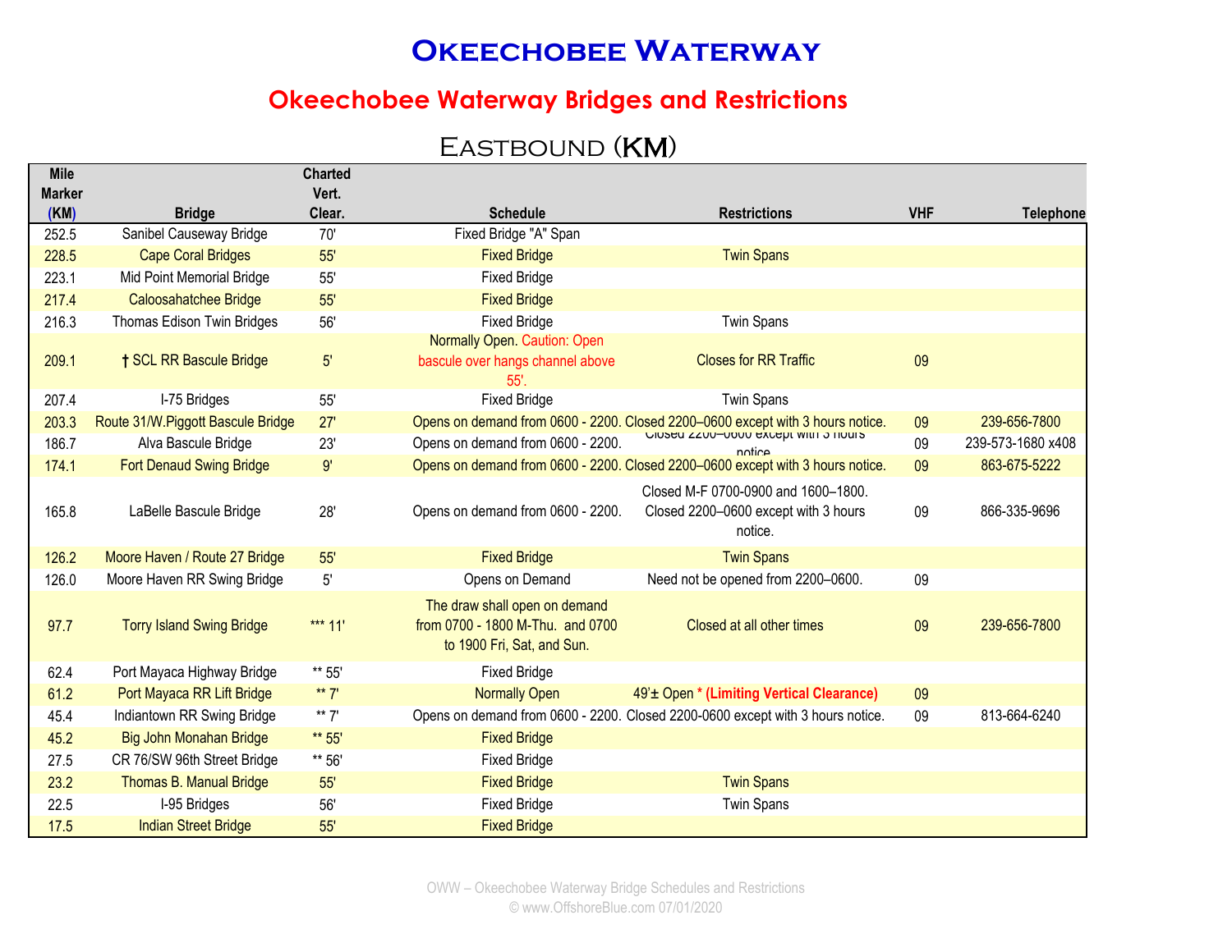# Okeechobee Waterway

## Okeechobee Waterway Bridges and Restrictions

### Eastbound (KM)

| Mile Marker (KM) | Bridge | Charted Vert. Clear. | Schedule | Restrictions | VHF | Telephone |
|---|---|---|---|---|---|---|
| 252.5 | Sanibel Causeway Bridge | 70' | Fixed Bridge "A" Span | | | |
| 228.5 | Cape Coral Bridges | 55' | Fixed Bridge | Twin Spans | | |
| 223.1 | Mid Point Memorial Bridge | 55' | Fixed Bridge | | | |
| 217.4 | Caloosahatchee Bridge | 55' | Fixed Bridge | | | |
| 216.3 | Thomas Edison Twin Bridges | 56' | Fixed Bridge | Twin Spans | | |
| 209.1 | † SCL RR Bascule Bridge | 5' | Normally Open. Caution: Open bascule over hangs channel above 55'. | Closes for RR Traffic | 09 | |
| 207.4 | I-75 Bridges | 55' | Fixed Bridge | Twin Spans | | |
| 203.3 | Route 31/W.Piggott Bascule Bridge | 27' | Opens on demand from 0600 - 2200. | Closed 2200–0600 except with 3 hours notice. | 09 | 239-656-7800 |
| 186.7 | Alva Bascule Bridge | 23' | Opens on demand from 0600 - 2200. | Closed 2200–0600 except with 3 hours notice. | 09 | 239-573-1680 x408 |
| 174.1 | Fort Denaud Swing Bridge | 9' | Opens on demand from 0600 - 2200. | Closed 2200–0600 except with 3 hours notice. | 09 | 863-675-5222 |
| 165.8 | LaBelle Bascule Bridge | 28' | Opens on demand from 0600 - 2200. | Closed M-F 0700-0900 and 1600–1800. Closed 2200–0600 except with 3 hours notice. | 09 | 866-335-9696 |
| 126.2 | Moore Haven / Route 27 Bridge | 55' | Fixed Bridge | Twin Spans | | |
| 126.0 | Moore Haven RR Swing Bridge | 5' | Opens on Demand | Need not be opened from 2200–0600. | 09 | |
| 97.7 | Torry Island Swing Bridge | *** 11' | The draw shall open on demand from 0700 - 1800 M-Thu. and 0700 to 1900 Fri, Sat, and Sun. | Closed at all other times | 09 | 239-656-7800 |
| 62.4 | Port Mayaca Highway Bridge | ** 55' | Fixed Bridge | | | |
| 61.2 | Port Mayaca RR Lift Bridge | ** 7' | Normally Open | 49'± Open * (Limiting Vertical Clearance) | 09 | |
| 45.4 | Indiantown RR Swing Bridge | ** 7' | Opens on demand from 0600 - 2200. | Closed 2200-0600 except with 3 hours notice. | 09 | 813-664-6240 |
| 45.2 | Big John Monahan Bridge | ** 55' | Fixed Bridge | | | |
| 27.5 | CR 76/SW 96th Street Bridge | ** 56' | Fixed Bridge | | | |
| 23.2 | Thomas B. Manual Bridge | 55' | Fixed Bridge | Twin Spans | | |
| 22.5 | I-95 Bridges | 56' | Fixed Bridge | Twin Spans | | |
| 17.5 | Indian Street Bridge | 55' | Fixed Bridge | | | |

OWW – Okeechobee Waterway Bridge Schedules and Restrictions
© www.OffshoreBlue.com 07/01/2020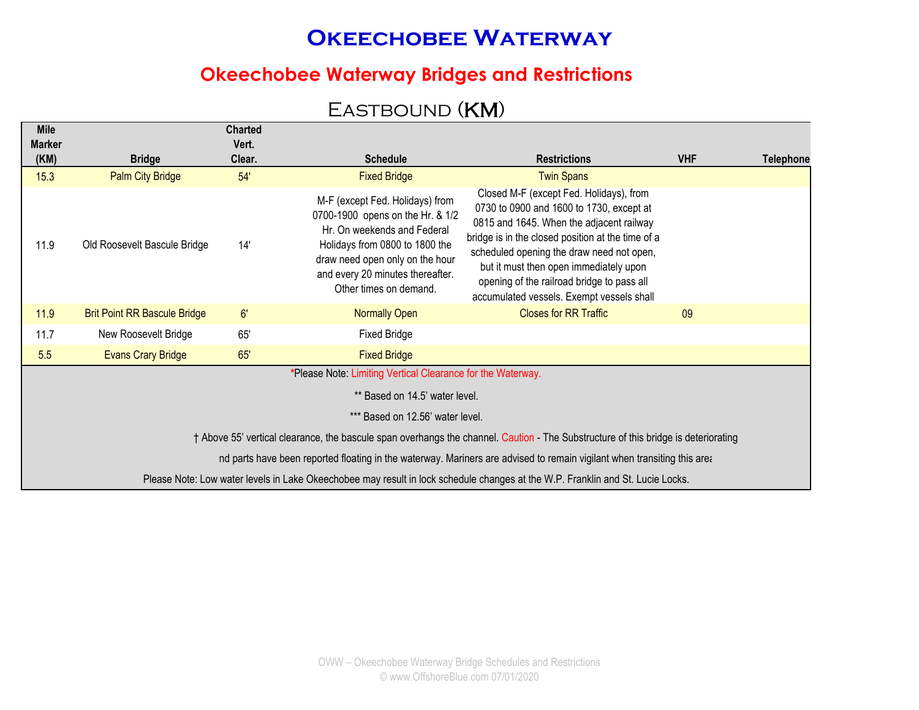# Okeechobee Waterway

## Okeechobee Waterway Bridges and Restrictions

### Eastbound (KM)

| Mile Marker (KM) | Bridge | Charted Vert. Clear. | Schedule | Restrictions | VHF | Telephone |
|---|---|---|---|---|---|---|
| 15.3 | Palm City Bridge | 54' | Fixed Bridge | Twin Spans | | |
| 11.9 | Old Roosevelt Bascule Bridge | 14' | M-F (except Fed. Holidays) from 0700-1900 opens on the Hr. & 1/2 Hr. On weekends and Federal Holidays from 0800 to 1800 the draw need open only on the hour and every 20 minutes thereafter. Other times on demand. | Closed M-F (except Fed. Holidays), from 0730 to 0900 and 1600 to 1730, except at 0815 and 1645. When the adjacent railway bridge is in the closed position at the time of a scheduled opening the draw need not open, but it must then open immediately upon opening of the railroad bridge to pass all accumulated vessels. Exempt vessels shall | | |
| 11.9 | Brit Point RR Bascule Bridge | 6' | Normally Open | Closes for RR Traffic | 09 | |
| 11.7 | New Roosevelt Bridge | 65' | Fixed Bridge | | | |
| 5.5 | Evans Crary Bridge | 65' | Fixed Bridge | | | |

*Please Note: Limiting Vertical Clearance for the Waterway.

** Based on 14.5' water level.

*** Based on 12.56' water level.

† Above 55' vertical clearance, the bascule span overhangs the channel. Caution - The Substructure of this bridge is deteriorating

nd parts have been reported floating in the waterway. Mariners are advised to remain vigilant when transiting this area

Please Note: Low water levels in Lake Okeechobee may result in lock schedule changes at the W.P. Franklin and St. Lucie Locks.

OWW – Okeechobee Waterway Bridge Schedules and Restrictions
© www.OffshoreBlue.com 07/01/2020